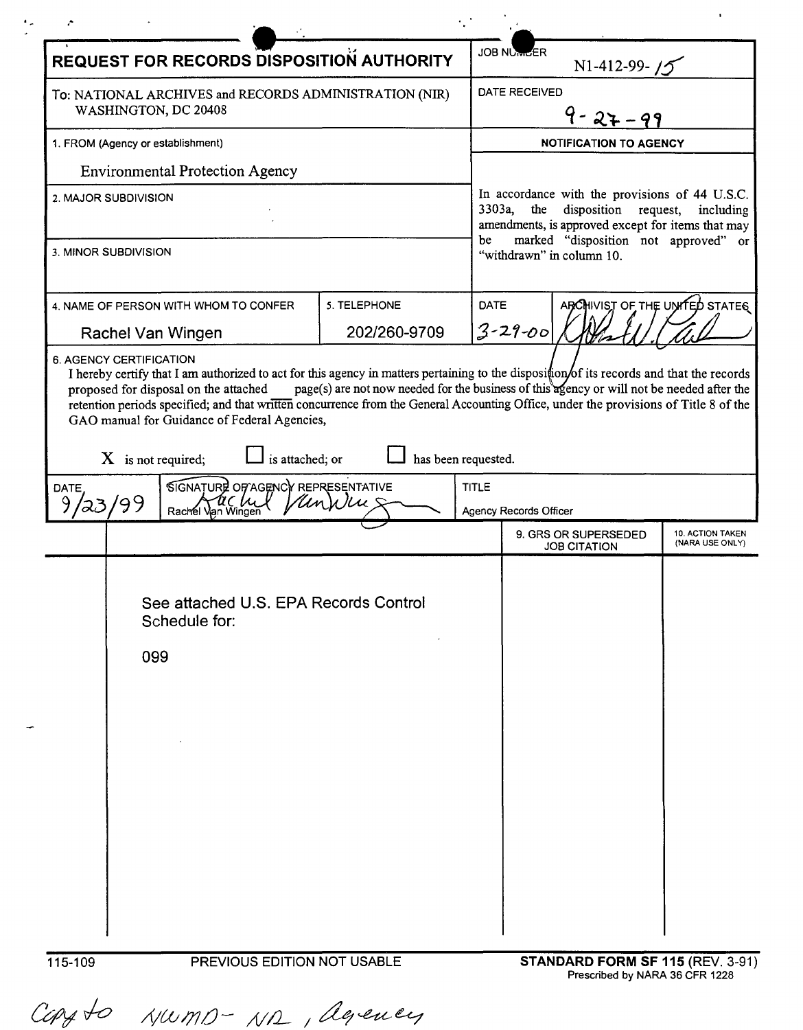# REQUEST FOR RECORDS DISPOSITION AUTHORITY

| | |
|---|---|
| **JOB NUMBER** | N1-412-99-15 |
| To: NATIONAL ARCHIVES and RECORDS ADMINISTRATION (NIR) WASHINGTON, DC 20408 | **DATE RECEIVED** 9-27-99 |
| 1. FROM (Agency or establishment) Environmental Protection Agency | **NOTIFICATION TO AGENCY** |
| 2. MAJOR SUBDIVISION | In accordance with the provisions of 44 U.S.C. 3303a, the disposition request, including amendments, is approved except for items that may be marked "disposition not approved" or "withdrawn" in column 10. |
| 3. MINOR SUBDIVISION | |

| 4. NAME OF PERSON WITH WHOM TO CONFER | 5. TELEPHONE | DATE | ARCHIVIST OF THE UNITED STATES |
|---|---|---|---|
| Rachel Van Wingen | 202/260-9709 | 3-29-00 | [signature] |

**6. AGENCY CERTIFICATION**

I hereby certify that I am authorized to act for this agency in matters pertaining to the disposition of its records and that the records proposed for disposal on the attached ___ page(s) are not now needed for the business of this agency or will not be needed after the retention periods specified; and that written concurrence from the General Accounting Office, under the provisions of Title 8 of the GAO manual for Guidance of Federal Agencies,

X is not required; ☐ is attached; or ☐ has been requested.

| DATE | SIGNATURE OF AGENCY REPRESENTATIVE | TITLE |
|---|---|---|
| 9/23/99 | [signature] Rachel Van Wingen | Agency Records Officer |

| | | 9. GRS OR SUPERSEDED JOB CITATION | 10. ACTION TAKEN (NARA USE ONLY) |
|---|---|---|---|
| | See attached U.S. EPA Records Control Schedule for: 099 | | |

115-109 PREVIOUS EDITION NOT USABLE **STANDARD FORM SF 115** (REV. 3-91) Prescribed by NARA 36 CFR 1228

Copy to NWMD - NR, Agency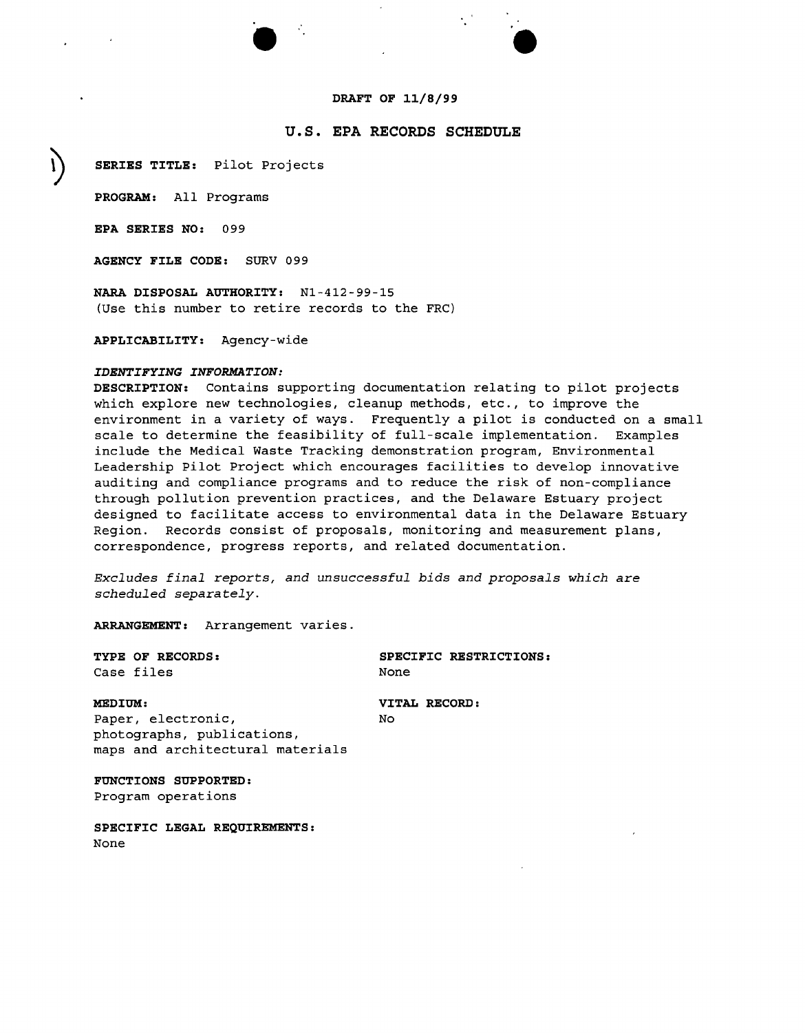DRAFT OF 11/8/99

# U.S. EPA RECORDS SCHEDULE

**SERIES TITLE:** Pilot Projects

**PROGRAM:** All Programs

**EPA SERIES NO:** 099

**AGENCY FILE CODE:** SURV 099

**NARA DISPOSAL AUTHORITY:** N1-412-99-15
(Use this number to retire records to the FRC)

**APPLICABILITY:** Agency-wide

***IDENTIFYING INFORMATION:***

**DESCRIPTION:** Contains supporting documentation relating to pilot projects which explore new technologies, cleanup methods, etc., to improve the environment in a variety of ways. Frequently a pilot is conducted on a small scale to determine the feasibility of full-scale implementation. Examples include the Medical Waste Tracking demonstration program, Environmental Leadership Pilot Project which encourages facilities to develop innovative auditing and compliance programs and to reduce the risk of non-compliance through pollution prevention practices, and the Delaware Estuary project designed to facilitate access to environmental data in the Delaware Estuary Region. Records consist of proposals, monitoring and measurement plans, correspondence, progress reports, and related documentation.

*Excludes final reports, and unsuccessful bids and proposals which are scheduled separately.*

**ARRANGEMENT:** Arrangement varies.

**TYPE OF RECORDS:**
Case files

**SPECIFIC RESTRICTIONS:**
None

**MEDIUM:**
Paper, electronic, photographs, publications, maps and architectural materials

**VITAL RECORD:**
No

**FUNCTIONS SUPPORTED:**
Program operations

**SPECIFIC LEGAL REQUIREMENTS:**
None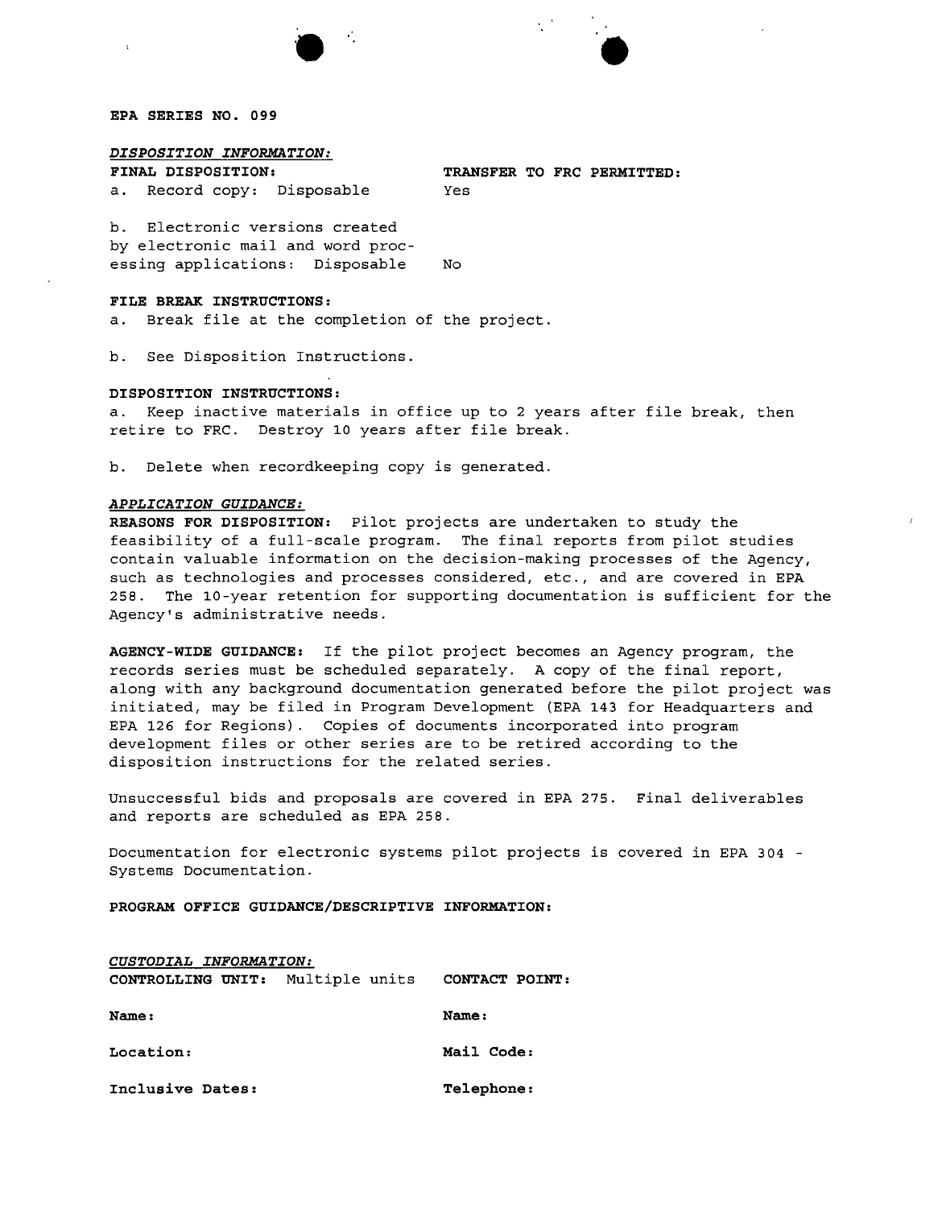**EPA SERIES NO. 099**

***DISPOSITION INFORMATION:***

| **FINAL DISPOSITION:** | **TRANSFER TO FRC PERMITTED:** |
|---|---|
| a. Record copy: Disposable | Yes |
| b. Electronic versions created by electronic mail and word processing applications: Disposable | No |

**FILE BREAK INSTRUCTIONS:**

a. Break file at the completion of the project.

b. See Disposition Instructions.

**DISPOSITION INSTRUCTIONS:**

a. Keep inactive materials in office up to 2 years after file break, then retire to FRC. Destroy 10 years after file break.

b. Delete when recordkeeping copy is generated.

***APPLICATION GUIDANCE:***

**REASONS FOR DISPOSITION:** Pilot projects are undertaken to study the feasibility of a full-scale program. The final reports from pilot studies contain valuable information on the decision-making processes of the Agency, such as technologies and processes considered, etc., and are covered in EPA 258. The 10-year retention for supporting documentation is sufficient for the Agency's administrative needs.

**AGENCY-WIDE GUIDANCE:** If the pilot project becomes an Agency program, the records series must be scheduled separately. A copy of the final report, along with any background documentation generated before the pilot project was initiated, may be filed in Program Development (EPA 143 for Headquarters and EPA 126 for Regions). Copies of documents incorporated into program development files or other series are to be retired according to the disposition instructions for the related series.

Unsuccessful bids and proposals are covered in EPA 275. Final deliverables and reports are scheduled as EPA 258.

Documentation for electronic systems pilot projects is covered in EPA 304 - Systems Documentation.

**PROGRAM OFFICE GUIDANCE/DESCRIPTIVE INFORMATION:**

***CUSTODIAL INFORMATION:***

| **CONTROLLING UNIT:** Multiple units | **CONTACT POINT:** |
|---|---|
| **Name:** | **Name:** |
| **Location:** | **Mail Code:** |
| **Inclusive Dates:** | **Telephone:** |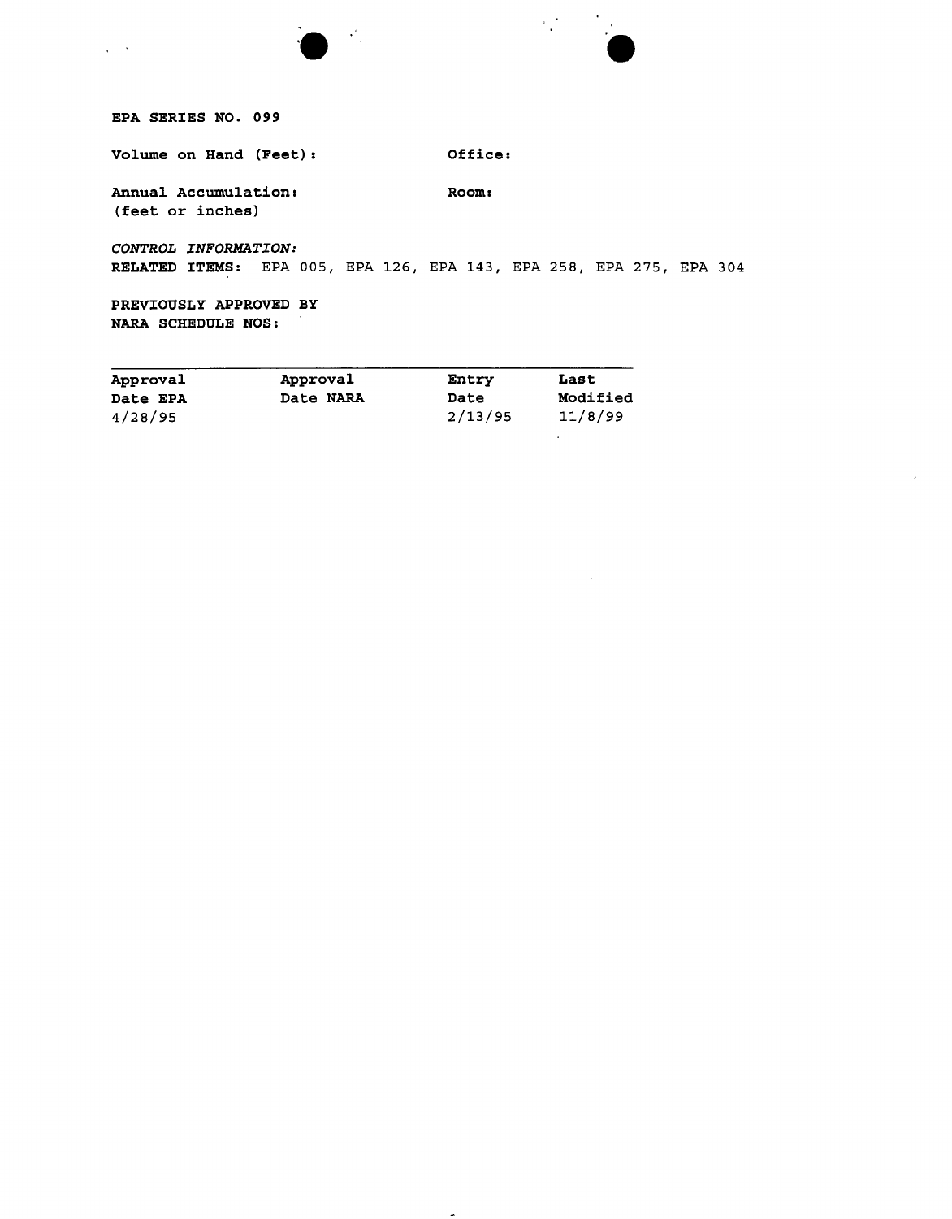**EPA SERIES NO. 099**

**Volume on Hand (Feet):** **Office:**

**Annual Accumulation:** **Room:**
**(feet or inches)**

***CONTROL INFORMATION:***
**RELATED ITEMS:** EPA 005, EPA 126, EPA 143, EPA 258, EPA 275, EPA 304

**PREVIOUSLY APPROVED BY**
**NARA SCHEDULE NOS:**

| Approval Date EPA | Approval Date NARA | Entry Date | Last Modified |
|---|---|---|---|
| 4/28/95 | | 2/13/95 | 11/8/99 |